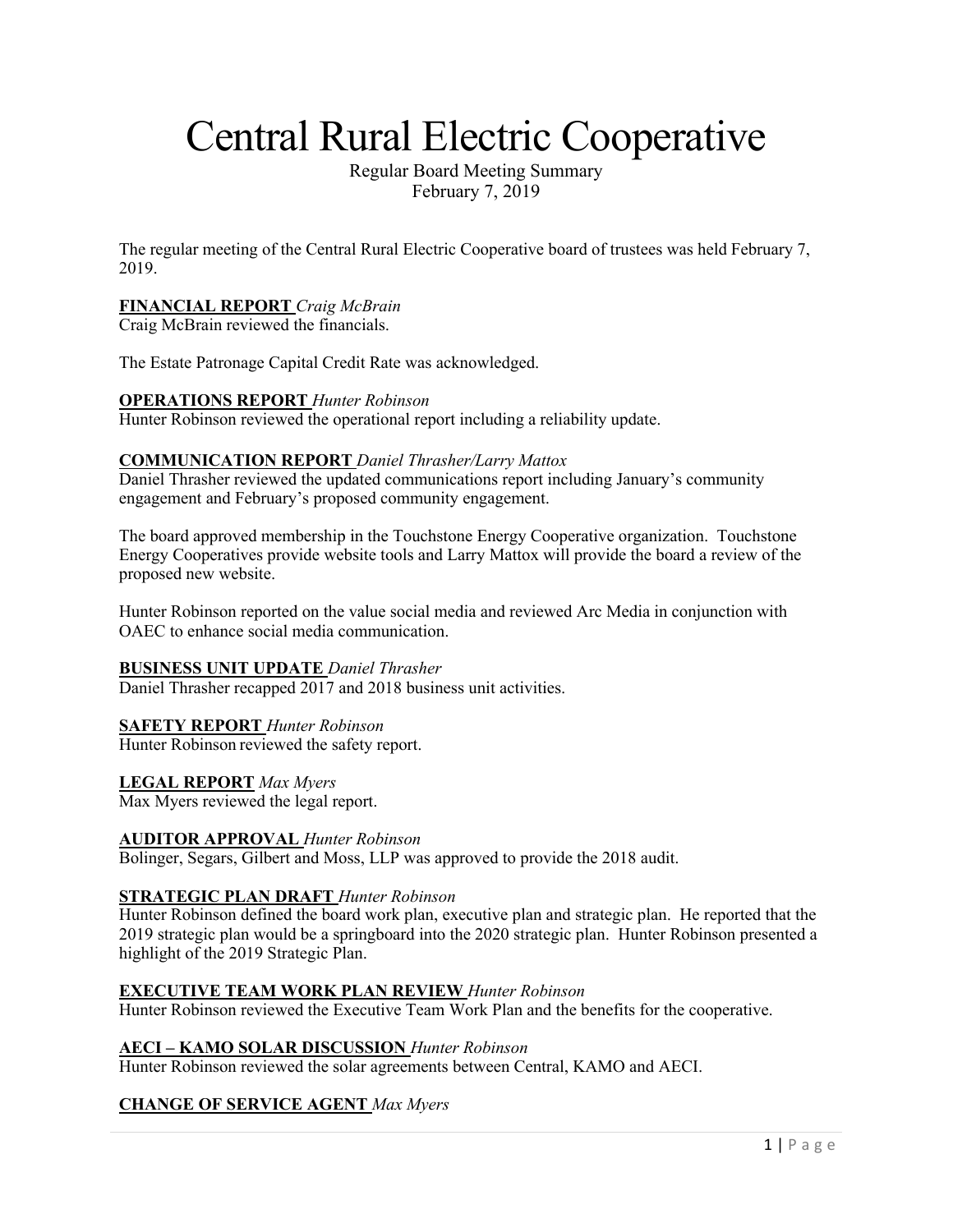# Central Rural Electric Cooperative

Regular Board Meeting Summary
February 7, 2019

The regular meeting of the Central Rural Electric Cooperative board of trustees was held February 7, 2019.

**FINANCIAL REPORT** *Craig McBrain*
Craig McBrain reviewed the financials.

The Estate Patronage Capital Credit Rate was acknowledged.

**OPERATIONS REPORT** *Hunter Robinson*
Hunter Robinson reviewed the operational report including a reliability update.

**COMMUNICATION REPORT** *Daniel Thrasher/Larry Mattox*
Daniel Thrasher reviewed the updated communications report including January's community engagement and February's proposed community engagement.

The board approved membership in the Touchstone Energy Cooperative organization. Touchstone Energy Cooperatives provide website tools and Larry Mattox will provide the board a review of the proposed new website.

Hunter Robinson reported on the value social media and reviewed Arc Media in conjunction with OAEC to enhance social media communication.

**BUSINESS UNIT UPDATE** *Daniel Thrasher*
Daniel Thrasher recapped 2017 and 2018 business unit activities.

**SAFETY REPORT** *Hunter Robinson*
Hunter Robinson reviewed the safety report.

**LEGAL REPORT** *Max Myers*
Max Myers reviewed the legal report.

**AUDITOR APPROVAL** *Hunter Robinson*
Bolinger, Segars, Gilbert and Moss, LLP was approved to provide the 2018 audit.

**STRATEGIC PLAN DRAFT** *Hunter Robinson*
Hunter Robinson defined the board work plan, executive plan and strategic plan. He reported that the 2019 strategic plan would be a springboard into the 2020 strategic plan. Hunter Robinson presented a highlight of the 2019 Strategic Plan.

**EXECUTIVE TEAM WORK PLAN REVIEW** *Hunter Robinson*
Hunter Robinson reviewed the Executive Team Work Plan and the benefits for the cooperative.

**AECI – KAMO SOLAR DISCUSSION** *Hunter Robinson*
Hunter Robinson reviewed the solar agreements between Central, KAMO and AECI.

**CHANGE OF SERVICE AGENT** *Max Myers*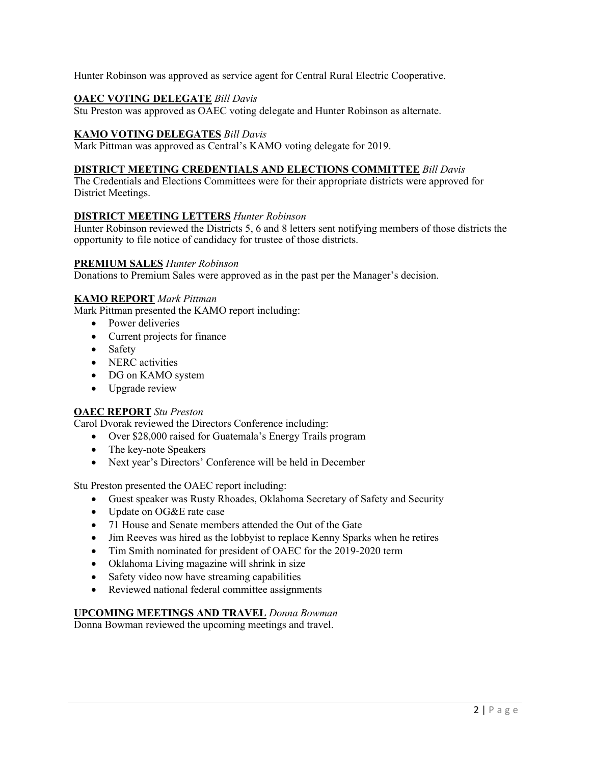Hunter Robinson was approved as service agent for Central Rural Electric Cooperative.

**OAEC VOTING DELEGATE** *Bill Davis*
Stu Preston was approved as OAEC voting delegate and Hunter Robinson as alternate.

**KAMO VOTING DELEGATES** *Bill Davis*
Mark Pittman was approved as Central's KAMO voting delegate for 2019.

**DISTRICT MEETING CREDENTIALS AND ELECTIONS COMMITTEE** *Bill Davis*
The Credentials and Elections Committees were for their appropriate districts were approved for District Meetings.

**DISTRICT MEETING LETTERS** *Hunter Robinson*
Hunter Robinson reviewed the Districts 5, 6 and 8 letters sent notifying members of those districts the opportunity to file notice of candidacy for trustee of those districts.

**PREMIUM SALES** *Hunter Robinson*
Donations to Premium Sales were approved as in the past per the Manager's decision.

**KAMO REPORT** *Mark Pittman*
Mark Pittman presented the KAMO report including:

- Power deliveries
- Current projects for finance
- Safety
- NERC activities
- DG on KAMO system
- Upgrade review

**OAEC REPORT** *Stu Preston*
Carol Dvorak reviewed the Directors Conference including:

- Over $28,000 raised for Guatemala's Energy Trails program
- The key-note Speakers
- Next year's Directors' Conference will be held in December

Stu Preston presented the OAEC report including:

- Guest speaker was Rusty Rhoades, Oklahoma Secretary of Safety and Security
- Update on OG&E rate case
- 71 House and Senate members attended the Out of the Gate
- Jim Reeves was hired as the lobbyist to replace Kenny Sparks when he retires
- Tim Smith nominated for president of OAEC for the 2019-2020 term
- Oklahoma Living magazine will shrink in size
- Safety video now have streaming capabilities
- Reviewed national federal committee assignments

**UPCOMING MEETINGS AND TRAVEL** *Donna Bowman*
Donna Bowman reviewed the upcoming meetings and travel.